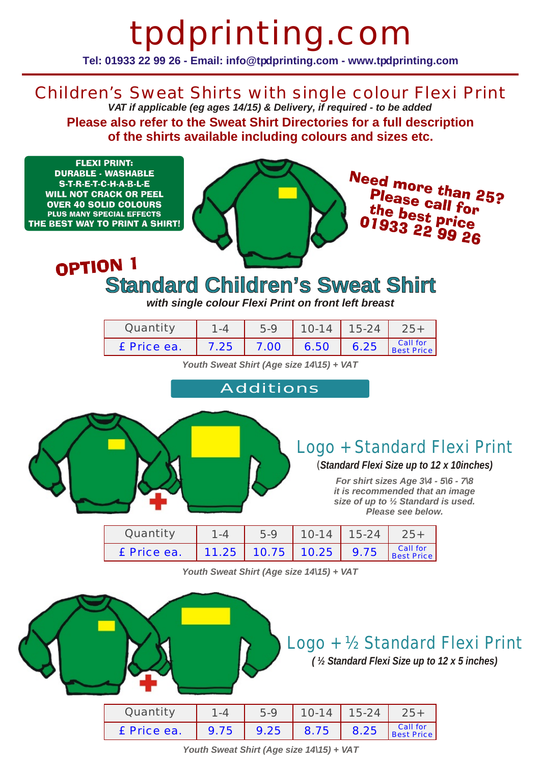# tpdprinting.com

**Tel: 01933 22 99 26 - Email: info@tpdprinting.com - www.tpdprinting.com**

## Children's Sweat Shirts with single colour Flexi Print

***VAT if applicable (eg ages 14/15) & Delivery, if required - to be added***

**Please also refer to the Sweat Shirt Directories for a full description of the shirts available including colours and sizes etc.**

**FLEXI PRINT:**
**DURABLE - WASHABLE**
**S-T-R-E-T-C-H-A-B-L-E**
**WILL NOT CRACK OR PEEL**
**OVER 40 SOLID COLOURS**
**PLUS MANY SPECIAL EFFECTS**
**THE BEST WAY TO PRINT A SHIRT!**

**Need more than 25? Please call for the best price 01933 22 99 26**

**OPTION 1**

## Standard Children's Sweat Shirt

***with single colour Flexi Print on front left breast***

| Quantity | 1-4 | 5-9 | 10-14 | 15-24 | 25+ |
|---|---|---|---|---|---|
| £ Price ea. | 7.25 | 7.00 | 6.50 | 6.25 | Call for Best Price |

***Youth Sweat Shirt (Age size 14\15) + VAT***

## Additions

### Logo + Standard Flexi Print

(***Standard Flexi Size up to 12 x 10inches)***

***For shirt sizes Age 3\4 - 5\6 - 7\8 it is recommended that an image size of up to ½ Standard is used. Please see below.***

| Quantity | 1-4 | 5-9 | 10-14 | 15-24 | 25+ |
|---|---|---|---|---|---|
| £ Price ea. | 11.25 | 10.75 | 10.25 | 9.75 | Call for Best Price |

***Youth Sweat Shirt (Age size 14\15) + VAT***

### Logo + ½ Standard Flexi Print

***( ½ Standard Flexi Size up to 12 x 5 inches)***

| Quantity | 1-4 | 5-9 | 10-14 | 15-24 | 25+ |
|---|---|---|---|---|---|
| £ Price ea. | 9.75 | 9.25 | 8.75 | 8.25 | Call for Best Price |

***Youth Sweat Shirt (Age size 14\15) + VAT***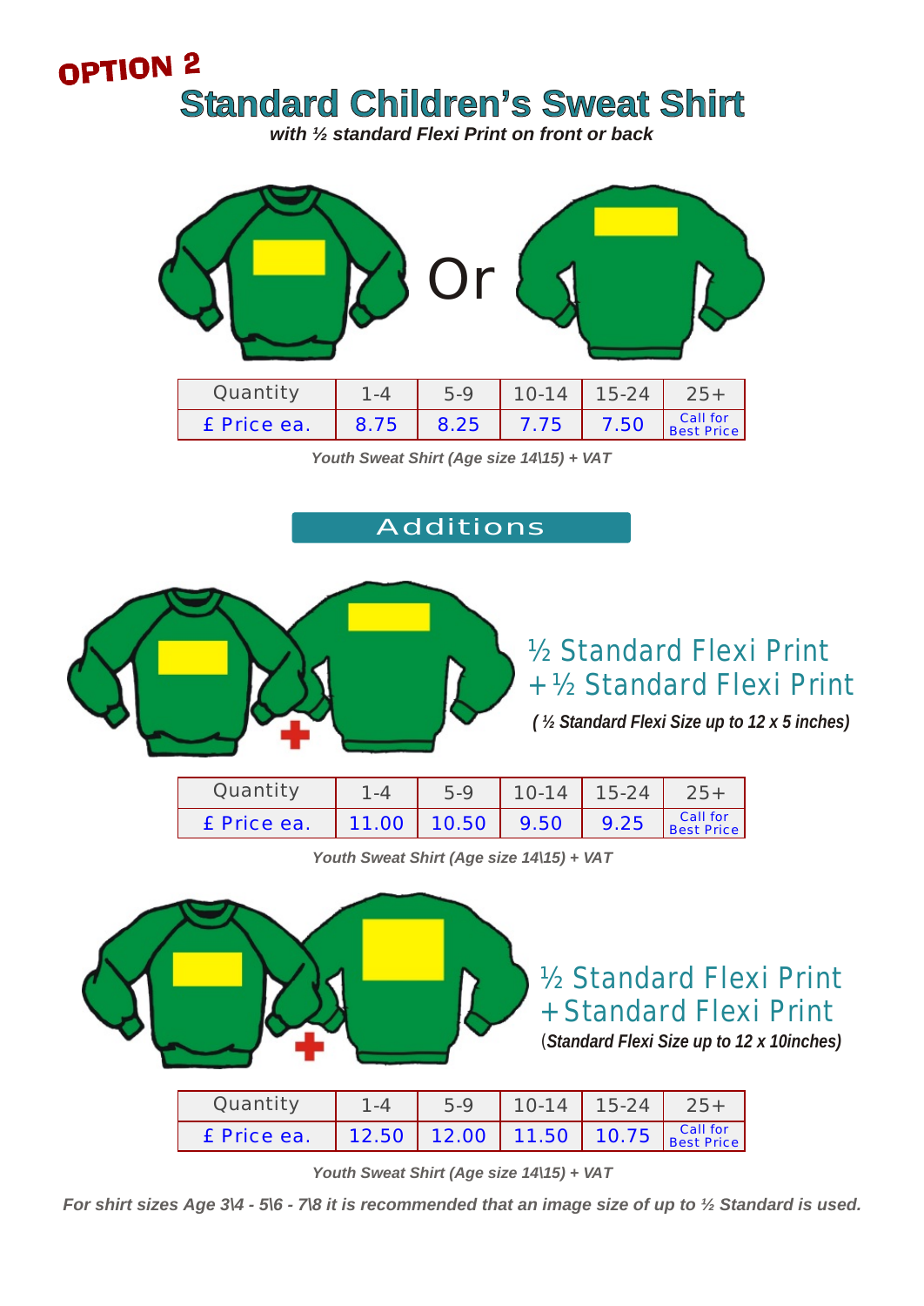**OPTION 2**

# Standard Children's Sweat Shirt

***with ½ standard Flexi Print on front or back***

Or

| Quantity | 1-4 | 5-9 | 10-14 | 15-24 | 25+ |
|---|---|---|---|---|---|
| £ Price ea. | 8.75 | 8.25 | 7.75 | 7.50 | Call for Best Price |

***Youth Sweat Shirt (Age size 14\15) + VAT***

## Additions

### ½ Standard Flexi Print + ½ Standard Flexi Print

***( ½ Standard Flexi Size up to 12 x 5 inches)***

| Quantity | 1-4 | 5-9 | 10-14 | 15-24 | 25+ |
|---|---|---|---|---|---|
| £ Price ea. | 11.00 | 10.50 | 9.50 | 9.25 | Call for Best Price |

***Youth Sweat Shirt (Age size 14\15) + VAT***

### ½ Standard Flexi Print + Standard Flexi Print

(***Standard Flexi Size up to 12 x 10inches)***

| Quantity | 1-4 | 5-9 | 10-14 | 15-24 | 25+ |
|---|---|---|---|---|---|
| £ Price ea. | 12.50 | 12.00 | 11.50 | 10.75 | Call for Best Price |

***Youth Sweat Shirt (Age size 14\15) + VAT***

***For shirt sizes Age 3\4 - 5\6 - 7\8 it is recommended that an image size of up to ½ Standard is used.***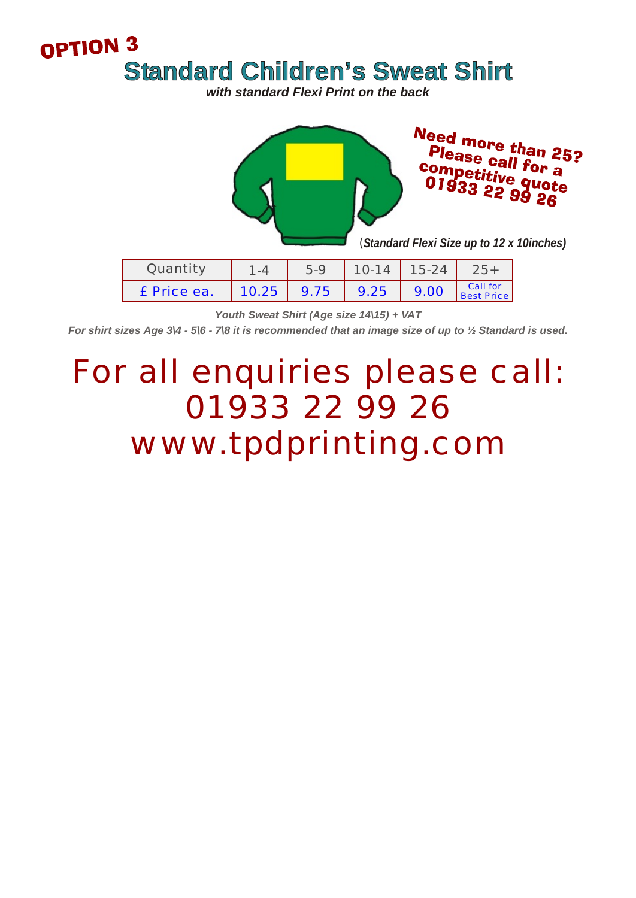# OPTION 3

## Standard Children's Sweat Shirt

***with standard Flexi Print on the back***

**Need more than 25? Please call for a competitive quote 01933 22 99 26**

(***Standard Flexi Size up to 12 x 10inches)***

| Quantity | 1-4 | 5-9 | 10-14 | 15-24 | 25+ |
|---|---|---|---|---|---|
| £ Price ea. | 10.25 | 9.75 | 9.25 | 9.00 | Call for Best Price |

***Youth Sweat Shirt (Age size 14\15) + VAT***

***For shirt sizes Age 3\4 - 5\6 - 7\8 it is recommended that an image size of up to ½ Standard is used.***

## For all enquiries please call: 01933 22 99 26 www.tpdprinting.com